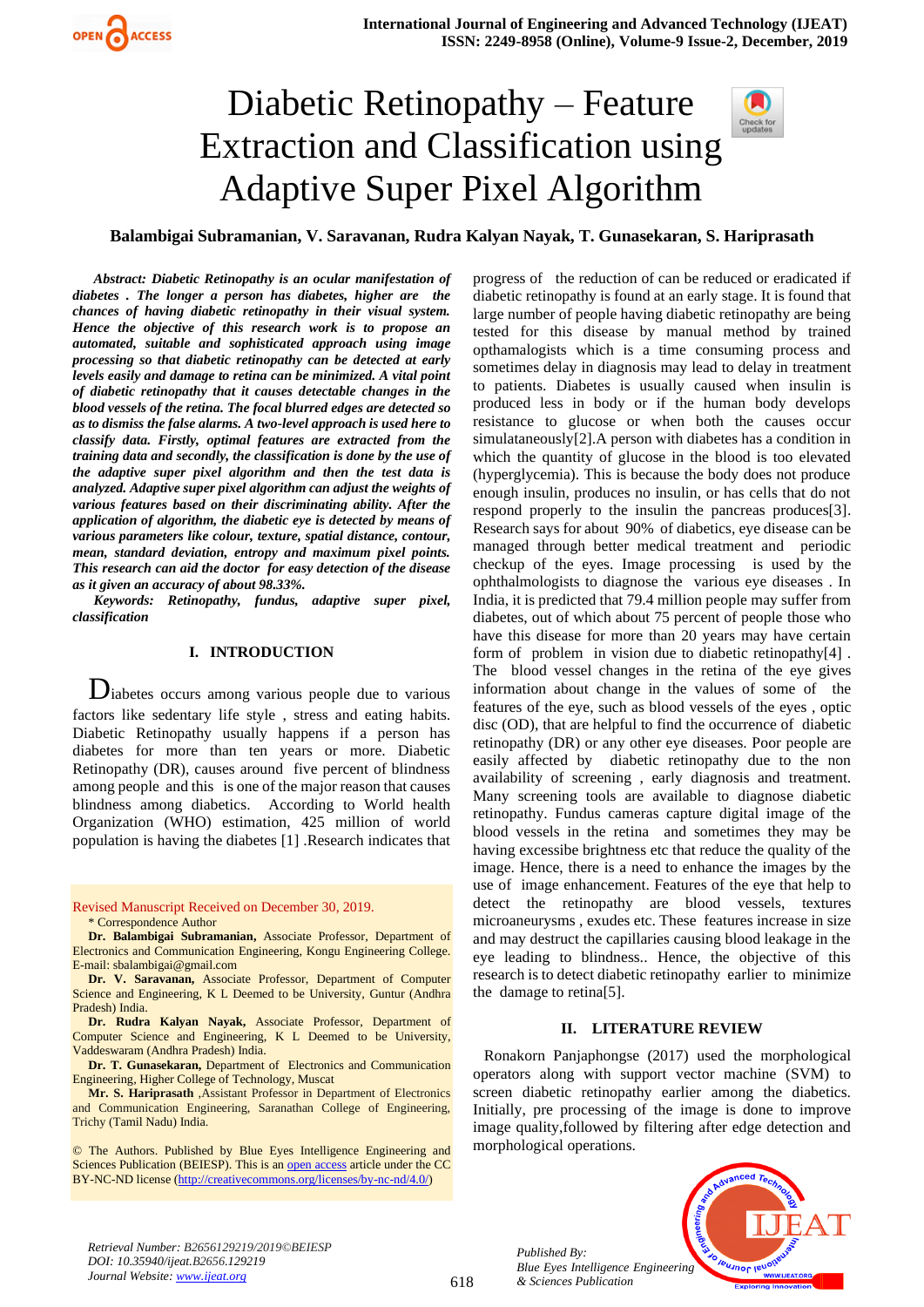# Diabetic Retinopathy – Feature Extraction and Classification using Adaptive Super Pixel Algorithm

**Balambigai Subramanian, V. Saravanan, Rudra Kalyan Nayak, T. Gunasekaran, S. Hariprasath**

***Abstract: Diabetic Retinopathy is an ocular manifestation of diabetes . The longer a person has diabetes, higher are the chances of having diabetic retinopathy in their visual system. Hence the objective of this research work is to propose an automated, suitable and sophisticated approach using image processing so that diabetic retinopathy can be detected at early levels easily and damage to retina can be minimized. A vital point of diabetic retinopathy that it causes detectable changes in the blood vessels of the retina. The focal blurred edges are detected so as to dismiss the false alarms. A two-level approach is used here to classify data. Firstly, optimal features are extracted from the training data and secondly, the classification is done by the use of the adaptive super pixel algorithm and then the test data is analyzed. Adaptive super pixel algorithm can adjust the weights of various features based on their discriminating ability. After the application of algorithm, the diabetic eye is detected by means of various parameters like colour, texture, spatial distance, contour, mean, standard deviation, entropy and maximum pixel points. This research can aid the doctor for easy detection of the disease as it given an accuracy of about 98.33%.***

***Keywords: Retinopathy, fundus, adaptive super pixel, classification***

## I. INTRODUCTION

Diabetes occurs among various people due to various factors like sedentary life style , stress and eating habits. Diabetic Retinopathy usually happens if a person has diabetes for more than ten years or more. Diabetic Retinopathy (DR), causes around five percent of blindness among people and this is one of the major reason that causes blindness among diabetics. According to World health Organization (WHO) estimation, 425 million of world population is having the diabetes [1] .Research indicates that progress of the reduction of can be reduced or eradicated if diabetic retinopathy is found at an early stage. It is found that large number of people having diabetic retinopathy are being tested for this disease by manual method by trained opthamalogists which is a time consuming process and sometimes delay in diagnosis may lead to delay in treatment to patients. Diabetes is usually caused when insulin is produced less in body or if the human body develops resistance to glucose or when both the causes occur simulataneously[2].A person with diabetes has a condition in which the quantity of glucose in the blood is too elevated (hyperglycemia). This is because the body does not produce enough insulin, produces no insulin, or has cells that do not respond properly to the insulin the pancreas produces[3]. Research says for about 90% of diabetics, eye disease can be managed through better medical treatment and periodic checkup of the eyes. Image processing is used by the ophthalmologists to diagnose the various eye diseases . In India, it is predicted that 79.4 million people may suffer from diabetes, out of which about 75 percent of people those who have this disease for more than 20 years may have certain form of problem in vision due to diabetic retinopathy[4] . The blood vessel changes in the retina of the eye gives information about change in the values of some of the features of the eye, such as blood vessels of the eyes , optic disc (OD), that are helpful to find the occurrence of diabetic retinopathy (DR) or any other eye diseases. Poor people are easily affected by diabetic retinopathy due to the non availability of screening , early diagnosis and treatment. Many screening tools are available to diagnose diabetic retinopathy. Fundus cameras capture digital image of the blood vessels in the retina and sometimes they may be having excessibe brightness etc that reduce the quality of the image. Hence, there is a need to enhance the images by the use of image enhancement. Features of the eye that help to detect the retinopathy are blood vessels, textures microaneurysms , exudes etc. These features increase in size and may destruct the capillaries causing blood leakage in the eye leading to blindness.. Hence, the objective of this research is to detect diabetic retinopathy earlier to minimize the damage to retina[5].

## II. LITERATURE REVIEW

Ronakorn Panjaphongse (2017) used the morphological operators along with support vector machine (SVM) to screen diabetic retinopathy earlier among the diabetics. Initially, pre processing of the image is done to improve image quality,followed by filtering after edge detection and morphological operations.

Revised Manuscript Received on December 30, 2019.

\* Correspondence Author

**Dr. Balambigai Subramanian,** Associate Professor, Department of Electronics and Communication Engineering, Kongu Engineering College. E-mail: sbalambigai@gmail.com

**Dr. V. Saravanan,** Associate Professor, Department of Computer Science and Engineering, K L Deemed to be University, Guntur (Andhra Pradesh) India.

**Dr. Rudra Kalyan Nayak,** Associate Professor, Department of Computer Science and Engineering, K L Deemed to be University, Vaddeswaram (Andhra Pradesh) India.

**Dr. T. Gunasekaran,** Department of Electronics and Communication Engineering, Higher College of Technology, Muscat

**Mr. S. Hariprasath** ,Assistant Professor in Department of Electronics and Communication Engineering, Saranathan College of Engineering, Trichy (Tamil Nadu) India.

© The Authors. Published by Blue Eyes Intelligence Engineering and Sciences Publication (BEIESP). This is an open access article under the CC BY-NC-ND license (http://creativecommons.org/licenses/by-nc-nd/4.0/)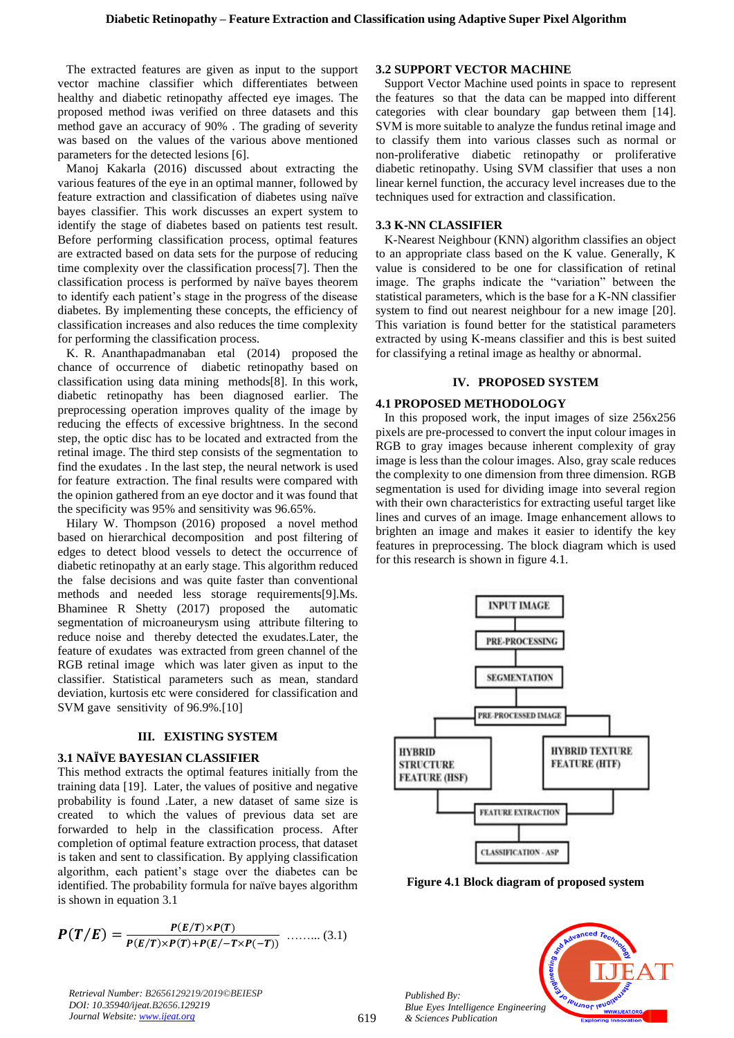The extracted features are given as input to the support vector machine classifier which differentiates between healthy and diabetic retinopathy affected eye images. The proposed method iwas verified on three datasets and this method gave an accuracy of 90% . The grading of severity was based on the values of the various above mentioned parameters for the detected lesions [6].

Manoj Kakarla (2016) discussed about extracting the various features of the eye in an optimal manner, followed by feature extraction and classification of diabetes using naïve bayes classifier. This work discusses an expert system to identify the stage of diabetes based on patients test result. Before performing classification process, optimal features are extracted based on data sets for the purpose of reducing time complexity over the classification process[7]. Then the classification process is performed by naïve bayes theorem to identify each patient's stage in the progress of the disease diabetes. By implementing these concepts, the efficiency of classification increases and also reduces the time complexity for performing the classification process.

K. R. Ananthapadmanaban etal (2014) proposed the chance of occurrence of diabetic retinopathy based on classification using data mining methods[8]. In this work, diabetic retinopathy has been diagnosed earlier. The preprocessing operation improves quality of the image by reducing the effects of excessive brightness. In the second step, the optic disc has to be located and extracted from the retinal image. The third step consists of the segmentation to find the exudates . In the last step, the neural network is used for feature extraction. The final results were compared with the opinion gathered from an eye doctor and it was found that the specificity was 95% and sensitivity was 96.65%.

Hilary W. Thompson (2016) proposed a novel method based on hierarchical decomposition and post filtering of edges to detect blood vessels to detect the occurrence of diabetic retinopathy at an early stage. This algorithm reduced the false decisions and was quite faster than conventional methods and needed less storage requirements[9].Ms. Bhaminee R Shetty (2017) proposed the automatic segmentation of microaneurysm using attribute filtering to reduce noise and thereby detected the exudates.Later, the feature of exudates was extracted from green channel of the RGB retinal image which was later given as input to the classifier. Statistical parameters such as mean, standard deviation, kurtosis etc were considered for classification and SVM gave sensitivity of 96.9%.[10]

## III. EXISTING SYSTEM

### 3.1 NAÏVE BAYESIAN CLASSIFIER

This method extracts the optimal features initially from the training data [19]. Later, the values of positive and negative probability is found .Later, a new dataset of same size is created to which the values of previous data set are forwarded to help in the classification process. After completion of optimal feature extraction process, that dataset is taken and sent to classification. By applying classification algorithm, each patient's stage over the diabetes can be identified. The probability formula for naïve bayes algorithm is shown in equation 3.1

$$P(T/E) = \frac{P(E/T) \times P(T)}{P(E/T) \times P(T) + P(E/-T \times P(-T))} \quad \text{……... (3.1)}$$

### 3.2 SUPPORT VECTOR MACHINE

Support Vector Machine used points in space to represent the features so that the data can be mapped into different categories with clear boundary gap between them [14]. SVM is more suitable to analyze the fundus retinal image and to classify them into various classes such as normal or non-proliferative diabetic retinopathy or proliferative diabetic retinopathy. Using SVM classifier that uses a non linear kernel function, the accuracy level increases due to the techniques used for extraction and classification.

### 3.3 K-NN CLASSIFIER

K-Nearest Neighbour (KNN) algorithm classifies an object to an appropriate class based on the K value. Generally, K value is considered to be one for classification of retinal image. The graphs indicate the "variation" between the statistical parameters, which is the base for a K-NN classifier system to find out nearest neighbour for a new image [20]. This variation is found better for the statistical parameters extracted by using K-means classifier and this is best suited for classifying a retinal image as healthy or abnormal.

## IV. PROPOSED SYSTEM

### 4.1 PROPOSED METHODOLOGY

In this proposed work, the input images of size 256x256 pixels are pre-processed to convert the input colour images in RGB to gray images because inherent complexity of gray image is less than the colour images. Also, gray scale reduces the complexity to one dimension from three dimension. RGB segmentation is used for dividing image into several region with their own characteristics for extracting useful target like lines and curves of an image. Image enhancement allows to brighten an image and makes it easier to identify the key features in preprocessing. The block diagram which is used for this research is shown in figure 4.1.

INPUT IMAGE → PRE-PROCESSING → SEGMENTATION → PRE-PROCESSED IMAGE → HYBRID STRUCTURE FEATURE (HSF) / HYBRID TEXTURE FEATURE (HTF) → FEATURE EXTRACTION → CLASSIFICATION - ASP

**Figure 4.1 Block diagram of proposed system**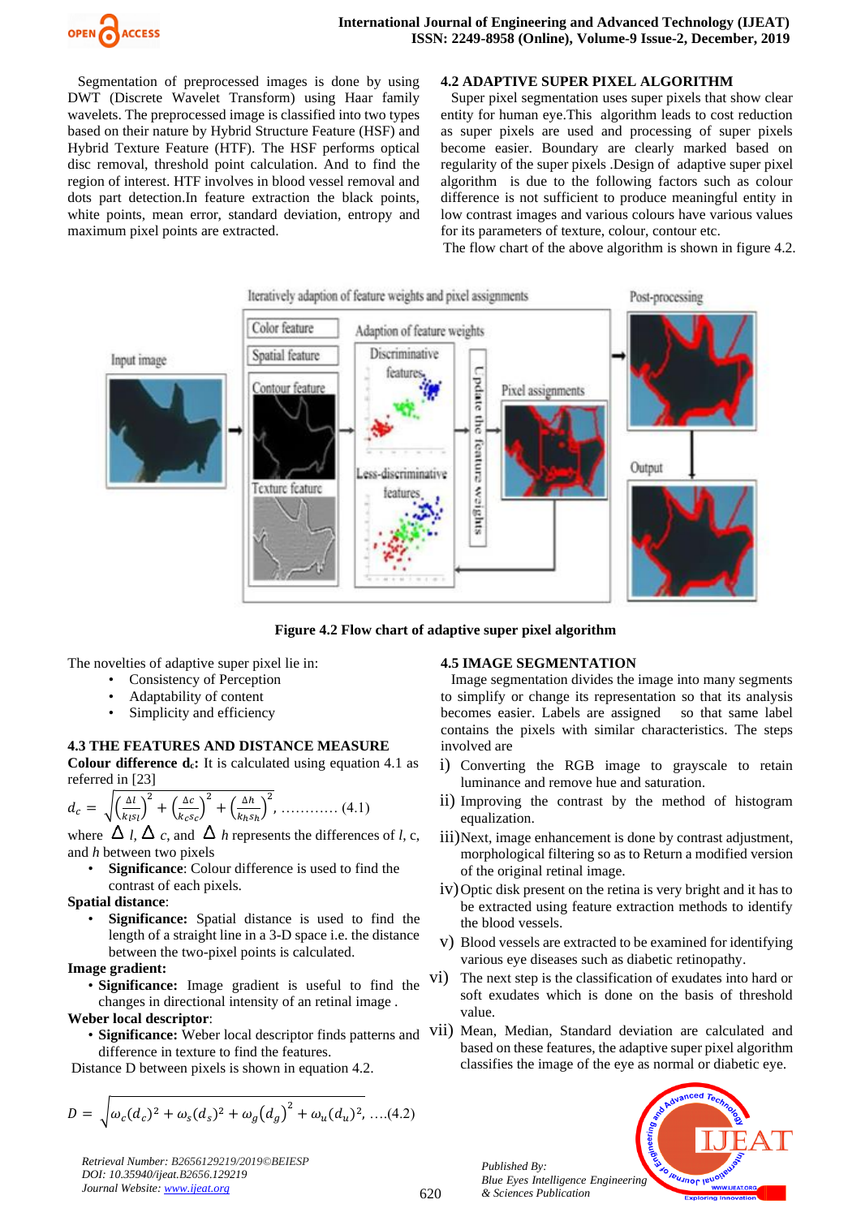Segmentation of preprocessed images is done by using DWT (Discrete Wavelet Transform) using Haar family wavelets. The preprocessed image is classified into two types based on their nature by Hybrid Structure Feature (HSF) and Hybrid Texture Feature (HTF). The HSF performs optical disc removal, threshold point calculation. And to find the region of interest. HTF involves in blood vessel removal and dots part detection.In feature extraction the black points, white points, mean error, standard deviation, entropy and maximum pixel points are extracted.

### 4.2 ADAPTIVE SUPER PIXEL ALGORITHM

Super pixel segmentation uses super pixels that show clear entity for human eye.This algorithm leads to cost reduction as super pixels are used and processing of super pixels become easier. Boundary are clearly marked based on regularity of the super pixels .Design of adaptive super pixel algorithm is due to the following factors such as colour difference is not sufficient to produce meaningful entity in low contrast images and various colours have various values for its parameters of texture, colour, contour etc.

The flow chart of the above algorithm is shown in figure 4.2.

**Figure 4.2 Flow chart of adaptive super pixel algorithm**

The novelties of adaptive super pixel lie in:

- Consistency of Perception
- Adaptability of content
- Simplicity and efficiency

### 4.3 THE FEATURES AND DISTANCE MEASURE

**Colour difference $d_c$:** It is calculated using equation 4.1 as referred in [23]

$$d_c = \sqrt{\left(\frac{\Delta l}{k_l s_l}\right)^2 + \left(\frac{\Delta c}{k_c s_c}\right)^2 + \left(\frac{\Delta h}{k_h s_h}\right)^2}, \ldots\ldots\ldots\ldots (4.1)$$

where $\Delta$ *l*, $\Delta$ *c*, and $\Delta$ *h* represents the differences of *l*, c, and *h* between two pixels

- **Significance**: Colour difference is used to find the contrast of each pixels.

**Spatial distance**:

- **Significance:** Spatial distance is used to find the length of a straight line in a 3-D space i.e. the distance between the two-pixel points is calculated.

**Image gradient:**

- **Significance:** Image gradient is useful to find the changes in directional intensity of an retinal image .

**Weber local descriptor**:

- **Significance:** Weber local descriptor finds patterns and difference in texture to find the features.

Distance D between pixels is shown in equation 4.2.

$$D = \sqrt{\omega_c(d_c)^2 + \omega_s(d_s)^2 + \omega_g(d_g)^2 + \omega_u(d_u)^2}, \ldots(4.2)$$

### 4.5 IMAGE SEGMENTATION

Image segmentation divides the image into many segments to simplify or change its representation so that its analysis becomes easier. Labels are assigned so that same label contains the pixels with similar characteristics. The steps involved are

i) Converting the RGB image to grayscale to retain luminance and remove hue and saturation.

ii) Improving the contrast by the method of histogram equalization.

iii) Next, image enhancement is done by contrast adjustment, morphological filtering so as to Return a modified version of the original retinal image.

iv) Optic disk present on the retina is very bright and it has to be extracted using feature extraction methods to identify the blood vessels.

v) Blood vessels are extracted to be examined for identifying various eye diseases such as diabetic retinopathy.

vi) The next step is the classification of exudates into hard or soft exudates which is done on the basis of threshold value.

vii) Mean, Median, Standard deviation are calculated and based on these features, the adaptive super pixel algorithm classifies the image of the eye as normal or diabetic eye.

*Retrieval Number: B2656129219/2019©BEIESP*
*DOI: 10.35940/ijeat.B2656.129219*
*Journal Website: www.ijeat.org*

*Published By:*
*Blue Eyes Intelligence Engineering & Sciences Publication*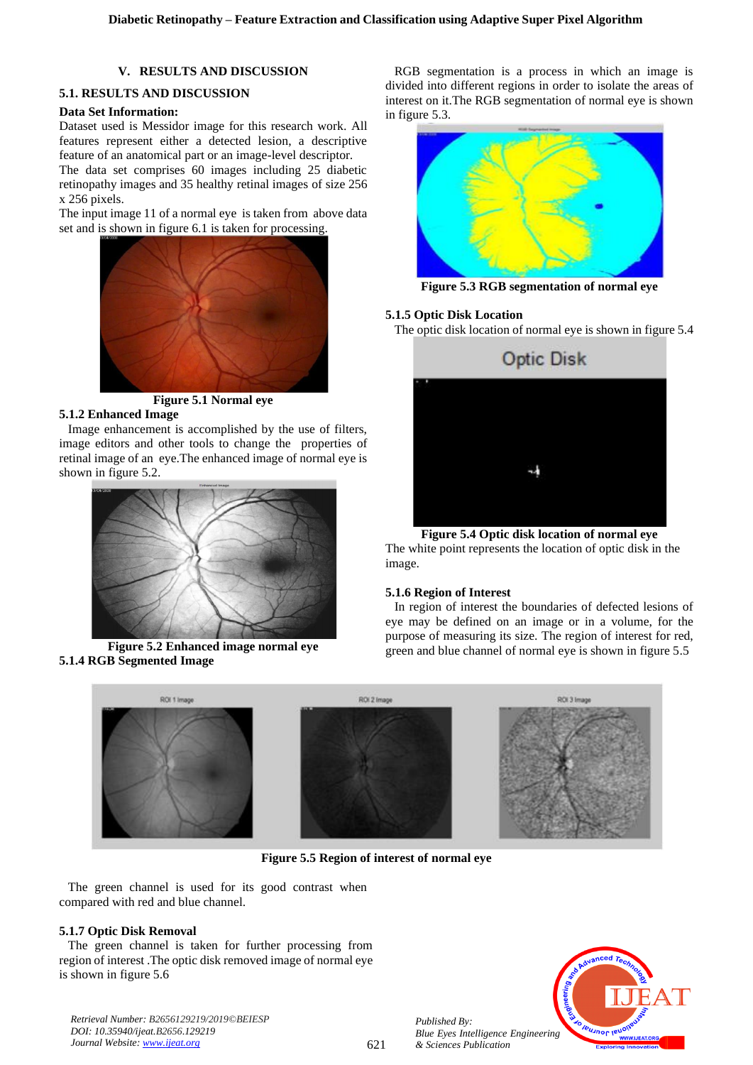## V. RESULTS AND DISCUSSION

### 5.1. RESULTS AND DISCUSSION

**Data Set Information:**

Dataset used is Messidor image for this research work. All features represent either a detected lesion, a descriptive feature of an anatomical part or an image-level descriptor.

The data set comprises 60 images including 25 diabetic retinopathy images and 35 healthy retinal images of size 256 x 256 pixels.

The input image 11 of a normal eye is taken from above data set and is shown in figure 6.1 is taken for processing.

**Figure 5.1 Normal eye**

### 5.1.2 Enhanced Image

Image enhancement is accomplished by the use of filters, image editors and other tools to change the properties of retinal image of an eye.The enhanced image of normal eye is shown in figure 5.2.

**Figure 5.2 Enhanced image normal eye**

### 5.1.4 RGB Segmented Image

RGB segmentation is a process in which an image is divided into different regions in order to isolate the areas of interest on it.The RGB segmentation of normal eye is shown in figure 5.3.

**Figure 5.3 RGB segmentation of normal eye**

### 5.1.5 Optic Disk Location

The optic disk location of normal eye is shown in figure 5.4

**Figure 5.4 Optic disk location of normal eye**

The white point represents the location of optic disk in the image.

### 5.1.6 Region of Interest

In region of interest the boundaries of defected lesions of eye may be defined on an image or in a volume, for the purpose of measuring its size. The region of interest for red, green and blue channel of normal eye is shown in figure 5.5

**Figure 5.5 Region of interest of normal eye**

The green channel is used for its good contrast when compared with red and blue channel.

### 5.1.7 Optic Disk Removal

The green channel is taken for further processing from region of interest .The optic disk removed image of normal eye is shown in figure 5.6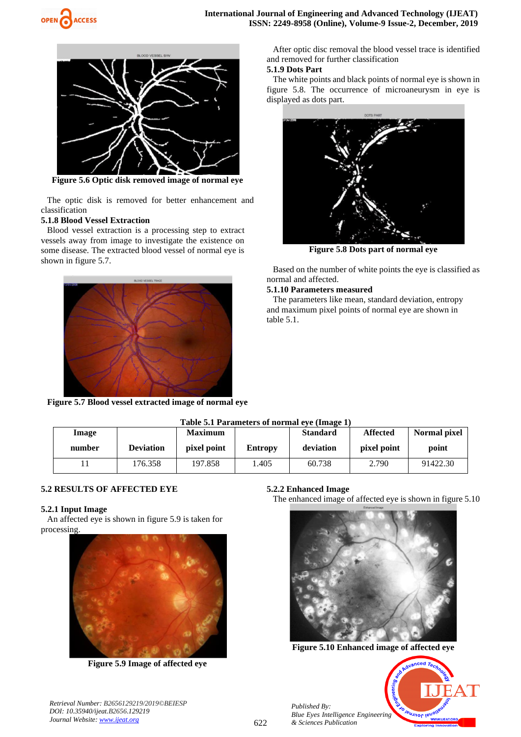Figure 5.6 Optic disk removed image of normal eye

The optic disk is removed for better enhancement and classification

### 5.1.8 Blood Vessel Extraction

Blood vessel extraction is a processing step to extract vessels away from image to investigate the existence on some disease. The extracted blood vessel of normal eye is shown in figure 5.7.

Figure 5.7 Blood vessel extracted image of normal eye

After optic disc removal the blood vessel trace is identified and removed for further classification

### 5.1.9 Dots Part

The white points and black points of normal eye is shown in figure 5.8. The occurrence of microaneurysm in eye is displayed as dots part.

Figure 5.8 Dots part of normal eye

Based on the number of white points the eye is classified as normal and affected.

### 5.1.10 Parameters measured

The parameters like mean, standard deviation, entropy and maximum pixel points of normal eye are shown in table 5.1.

**Table 5.1 Parameters of normal eye (Image 1)**

| Image number | Deviation | Maximum pixel point | Entropy | Standard deviation | Affected pixel point | Normal pixel point |
|---|---|---|---|---|---|---|
| 11 | 176.358 | 197.858 | 1.405 | 60.738 | 2.790 | 91422.30 |

## 5.2 RESULTS OF AFFECTED EYE

### 5.2.1 Input Image

An affected eye is shown in figure 5.9 is taken for processing.

Figure 5.9 Image of affected eye

### 5.2.2 Enhanced Image

The enhanced image of affected eye is shown in figure 5.10

Figure 5.10 Enhanced image of affected eye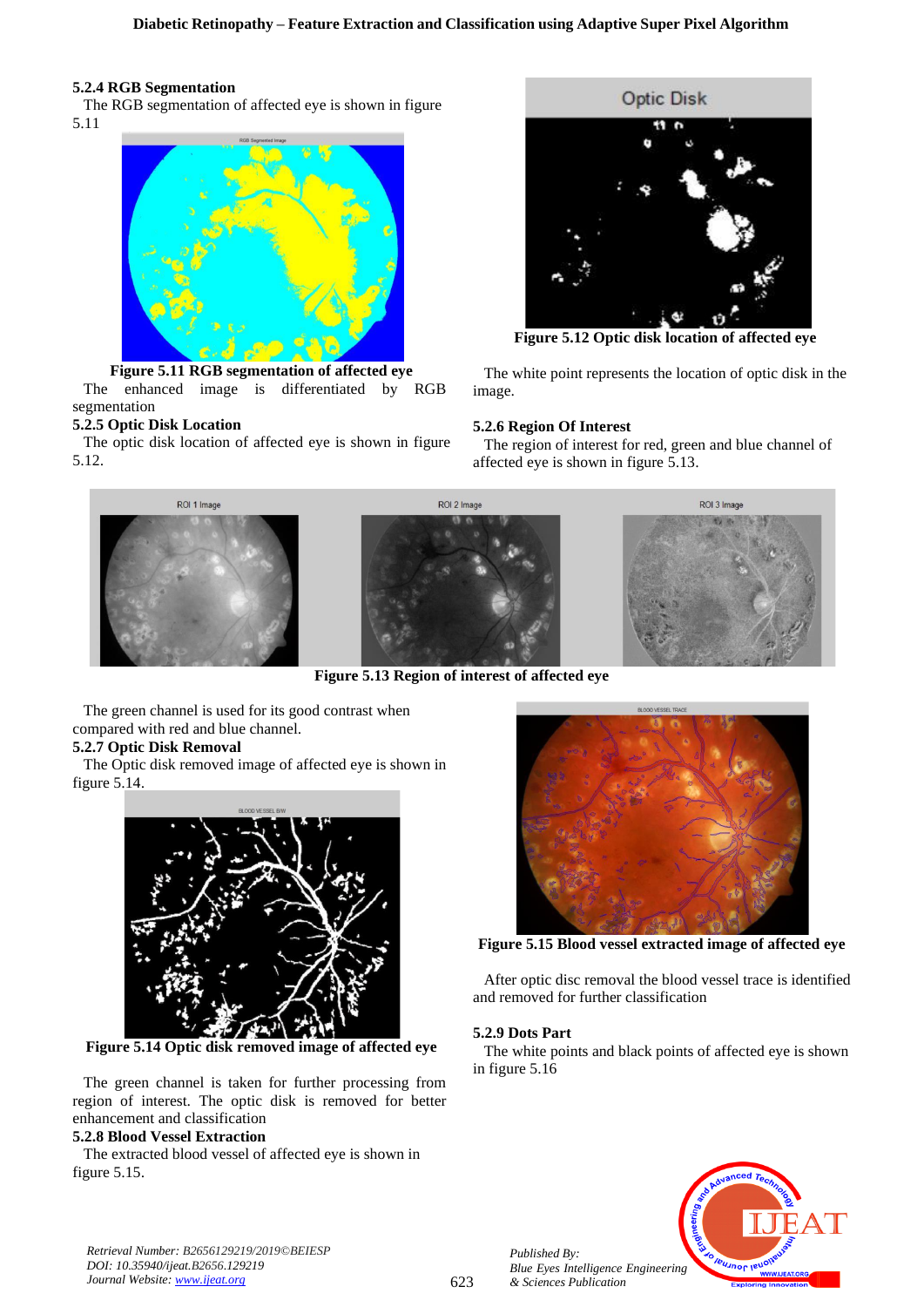### 5.2.4 RGB Segmentation

The RGB segmentation of affected eye is shown in figure 5.11

**Figure 5.11 RGB segmentation of affected eye**

The enhanced image is differentiated by RGB segmentation

### 5.2.5 Optic Disk Location

The optic disk location of affected eye is shown in figure 5.12.

**Figure 5.12 Optic disk location of affected eye**

The white point represents the location of optic disk in the image.

### 5.2.6 Region Of Interest

The region of interest for red, green and blue channel of affected eye is shown in figure 5.13.

**Figure 5.13 Region of interest of affected eye**

The green channel is used for its good contrast when compared with red and blue channel.

### 5.2.7 Optic Disk Removal

The Optic disk removed image of affected eye is shown in figure 5.14.

**Figure 5.14 Optic disk removed image of affected eye**

The green channel is taken for further processing from region of interest. The optic disk is removed for better enhancement and classification

### 5.2.8 Blood Vessel Extraction

The extracted blood vessel of affected eye is shown in figure 5.15.

**Figure 5.15 Blood vessel extracted image of affected eye**

After optic disc removal the blood vessel trace is identified and removed for further classification

### 5.2.9 Dots Part

The white points and black points of affected eye is shown in figure 5.16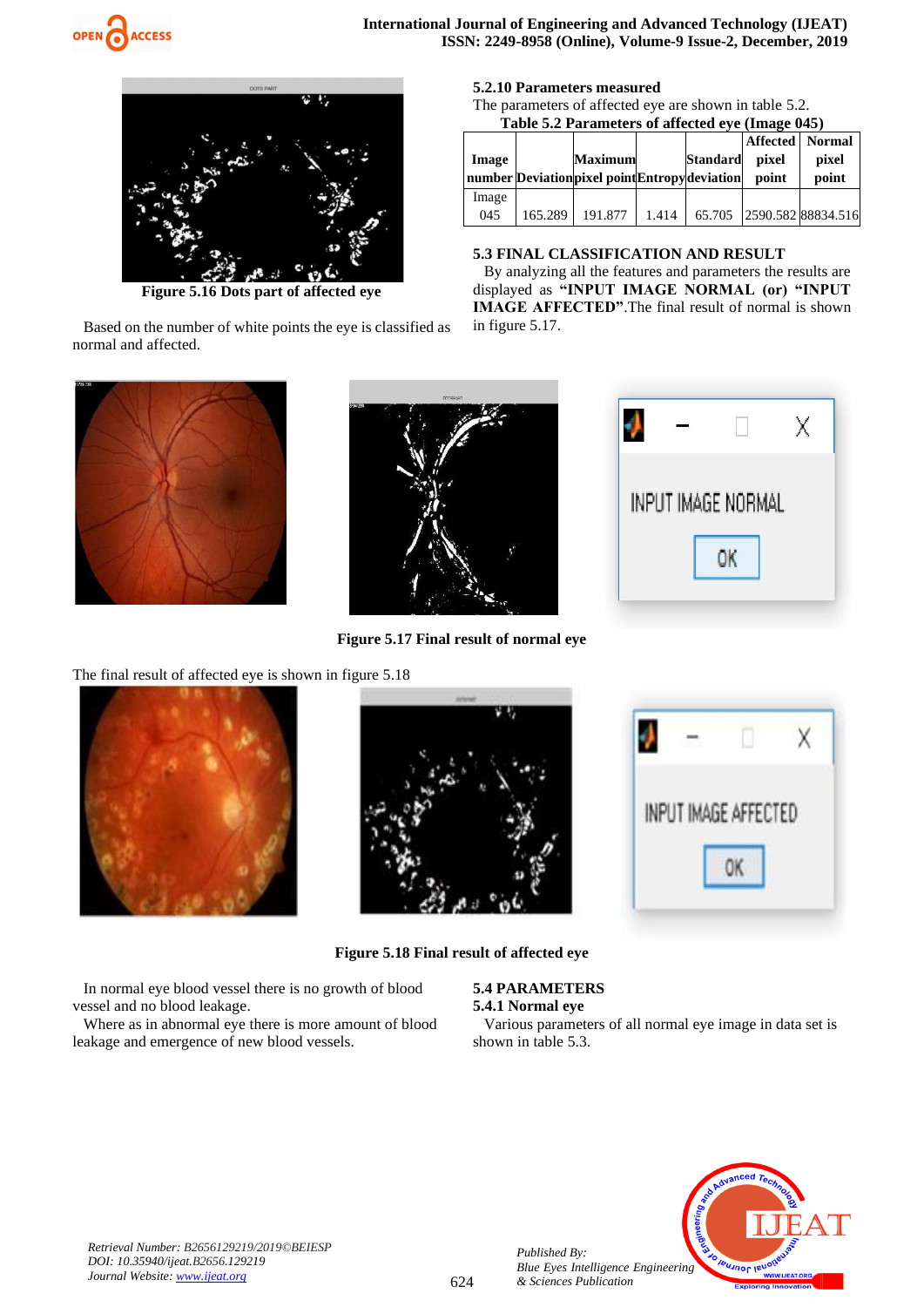Figure 5.16 Dots part of affected eye

Based on the number of white points the eye is classified as normal and affected.

#### 5.2.10 Parameters measured

The parameters of affected eye are shown in table 5.2.

**Table 5.2 Parameters of affected eye (Image 045)**

| Image number | Deviation | Maximum pixel point | Entropy | Standard deviation | Affected pixel point | Normal pixel point |
|---|---|---|---|---|---|---|
| Image 045 | 165.289 | 191.877 | 1.414 | 65.705 | 2590.582 | 88834.516 |

### 5.3 FINAL CLASSIFICATION AND RESULT

By analyzing all the features and parameters the results are displayed as **"INPUT IMAGE NORMAL (or) "INPUT IMAGE AFFECTED"**.The final result of normal is shown in figure 5.17.

Figure 5.17 Final result of normal eye

The final result of affected eye is shown in figure 5.18

Figure 5.18 Final result of affected eye

In normal eye blood vessel there is no growth of blood vessel and no blood leakage.

Where as in abnormal eye there is more amount of blood leakage and emergence of new blood vessels.

### 5.4 PARAMETERS

#### 5.4.1 Normal eye

Various parameters of all normal eye image in data set is shown in table 5.3.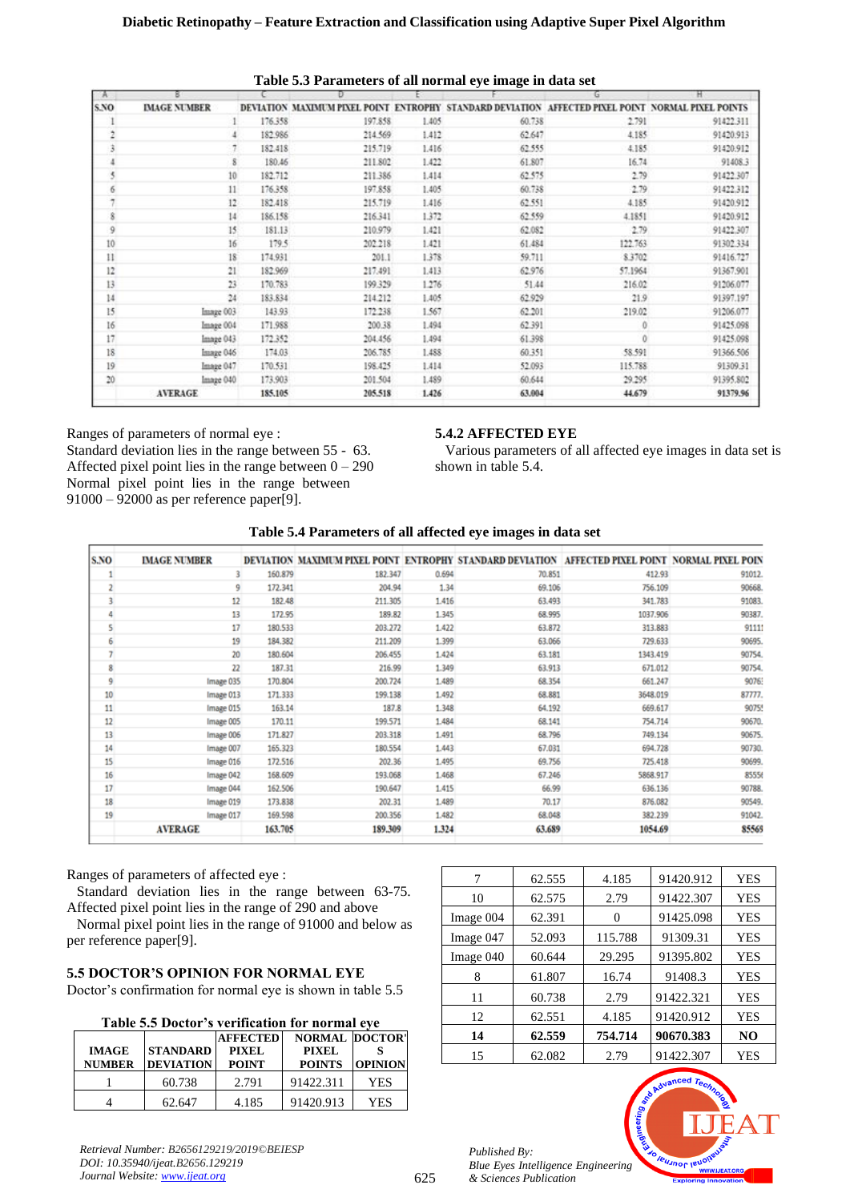**Table 5.3 Parameters of all normal eye image in data set**

| S.NO | IMAGE NUMBER | DEVIATION | MAXIMUM PIXEL POINT | ENTROPHY | STANDARD DEVIATION | AFFECTED PIXEL POINT | NORMAL PIXEL POINTS |
|---|---|---|---|---|---|---|---|
| 1 | 1 | 176.358 | 197.858 | 1.405 | 60.738 | 2.791 | 91422.311 |
| 2 | 4 | 182.986 | 214.569 | 1.412 | 62.647 | 4.185 | 91420.913 |
| 3 | 7 | 182.418 | 215.719 | 1.416 | 62.555 | 4.185 | 91420.912 |
| 4 | 8 | 180.46 | 211.802 | 1.422 | 61.807 | 16.74 | 91408.3 |
| 5 | 10 | 182.712 | 211.386 | 1.414 | 62.575 | 2.79 | 91422.307 |
| 6 | 11 | 176.358 | 197.858 | 1.405 | 60.738 | 2.79 | 91422.312 |
| 7 | 12 | 182.418 | 215.719 | 1.416 | 62.551 | 4.185 | 91420.912 |
| 8 | 14 | 186.158 | 216.341 | 1.372 | 62.559 | 4.1851 | 91420.912 |
| 9 | 15 | 181.13 | 210.979 | 1.421 | 62.082 | 2.79 | 91422.307 |
| 10 | 16 | 179.5 | 202.218 | 1.421 | 61.484 | 122.763 | 91302.334 |
| 11 | 18 | 174.931 | 201.1 | 1.378 | 59.711 | 8.3702 | 91416.727 |
| 12 | 21 | 182.969 | 217.491 | 1.413 | 62.976 | 57.1964 | 91367.901 |
| 13 | 23 | 170.783 | 199.329 | 1.276 | 51.44 | 216.02 | 91206.077 |
| 14 | 24 | 183.834 | 214.212 | 1.405 | 62.929 | 21.9 | 91397.197 |
| 15 | Image 003 | 143.93 | 172.238 | 1.567 | 62.201 | 219.02 | 91206.077 |
| 16 | Image 004 | 171.988 | 200.38 | 1.494 | 62.391 | 0 | 91425.098 |
| 17 | Image 043 | 172.352 | 204.456 | 1.494 | 61.398 | 0 | 91425.098 |
| 18 | Image 046 | 174.03 | 206.785 | 1.488 | 60.351 | 58.591 | 91366.506 |
| 19 | Image 047 | 170.531 | 198.425 | 1.414 | 52.093 | 115.788 | 91309.31 |
| 20 | Image 040 | 173.903 | 201.504 | 1.489 | 60.644 | 29.295 | 91395.802 |
| | AVERAGE | 185.105 | 205.518 | 1.426 | 63.004 | 44.679 | 91379.96 |

Ranges of parameters of normal eye :
Standard deviation lies in the range between 55 - 63.
Affected pixel point lies in the range between 0 – 290
Normal pixel point lies in the range between 91000 – 92000 as per reference paper[9].

### 5.4.2 AFFECTED EYE

Various parameters of all affected eye images in data set is shown in table 5.4.

**Table 5.4 Parameters of all affected eye images in data set**

| S.NO | IMAGE NUMBER | DEVIATION | MAXIMUM PIXEL POINT | ENTROPHY | STANDARD DEVIATION | AFFECTED PIXEL POINT | NORMAL PIXEL POIN |
|---|---|---|---|---|---|---|---|
| 1 | 3 | 160.879 | 182.347 | 0.694 | 70.851 | 412.93 | 91012. |
| 2 | 9 | 172.341 | 204.94 | 1.34 | 69.106 | 756.109 | 90668. |
| 3 | 12 | 182.48 | 211.305 | 1.416 | 63.493 | 341.783 | 91083. |
| 4 | 13 | 172.95 | 189.82 | 1.345 | 68.995 | 1037.906 | 90387. |
| 5 | 17 | 180.533 | 203.272 | 1.422 | 63.872 | 313.883 | 9111 |
| 6 | 19 | 184.382 | 211.209 | 1.399 | 63.066 | 729.633 | 90695. |
| 7 | 20 | 180.604 | 206.455 | 1.424 | 63.181 | 1343.419 | 90754. |
| 8 | 22 | 187.31 | 216.99 | 1.349 | 63.913 | 671.012 | 90754. |
| 9 | Image 035 | 170.804 | 200.724 | 1.489 | 68.354 | 661.247 | 9076 |
| 10 | Image 013 | 171.333 | 199.138 | 1.492 | 68.881 | 3648.019 | 87777. |
| 11 | Image 015 | 163.14 | 187.8 | 1.348 | 64.192 | 669.617 | 9075 |
| 12 | Image 005 | 170.11 | 199.571 | 1.484 | 68.141 | 754.714 | 90670. |
| 13 | Image 006 | 171.827 | 203.318 | 1.491 | 68.796 | 749.134 | 90675. |
| 14 | Image 007 | 165.323 | 180.554 | 1.443 | 67.031 | 694.728 | 90730. |
| 15 | Image 016 | 172.516 | 202.36 | 1.495 | 69.756 | 725.418 | 90699. |
| 16 | Image 042 | 168.609 | 193.068 | 1.468 | 67.246 | 5868.917 | 8555 |
| 17 | Image 044 | 162.506 | 190.647 | 1.415 | 66.99 | 636.136 | 90788. |
| 18 | Image 019 | 173.838 | 202.31 | 1.489 | 70.17 | 876.082 | 90549. |
| 19 | Image 017 | 169.598 | 200.356 | 1.482 | 68.048 | 382.239 | 91042. |
| | AVERAGE | 163.705 | 189.309 | 1.324 | 63.689 | 1054.69 | 85569 |

Ranges of parameters of affected eye :
Standard deviation lies in the range between 63-75.
Affected pixel point lies in the range of 290 and above
Normal pixel point lies in the range of 91000 and below as per reference paper[9].

### 5.5 DOCTOR'S OPINION FOR NORMAL EYE

Doctor's confirmation for normal eye is shown in table 5.5

**Table 5.5 Doctor's verification for normal eye**

| IMAGE NUMBER | STANDARD DEVIATION | AFFECTED PIXEL POINT | NORMAL PIXEL POINTS | DOCTOR'S OPINION |
|---|---|---|---|---|
| 1 | 60.738 | 2.791 | 91422.311 | YES |
| 4 | 62.647 | 4.185 | 91420.913 | YES |
| 7 | 62.555 | 4.185 | 91420.912 | YES |
| 10 | 62.575 | 2.79 | 91422.307 | YES |
| Image 004 | 62.391 | 0 | 91425.098 | YES |
| Image 047 | 52.093 | 115.788 | 91309.31 | YES |
| Image 040 | 60.644 | 29.295 | 91395.802 | YES |
| 8 | 61.807 | 16.74 | 91408.3 | YES |
| 11 | 60.738 | 2.79 | 91422.321 | YES |
| 12 | 62.551 | 4.185 | 91420.912 | YES |
| **14** | **62.559** | **754.714** | **90670.383** | **NO** |
| 15 | 62.082 | 2.79 | 91422.307 | YES |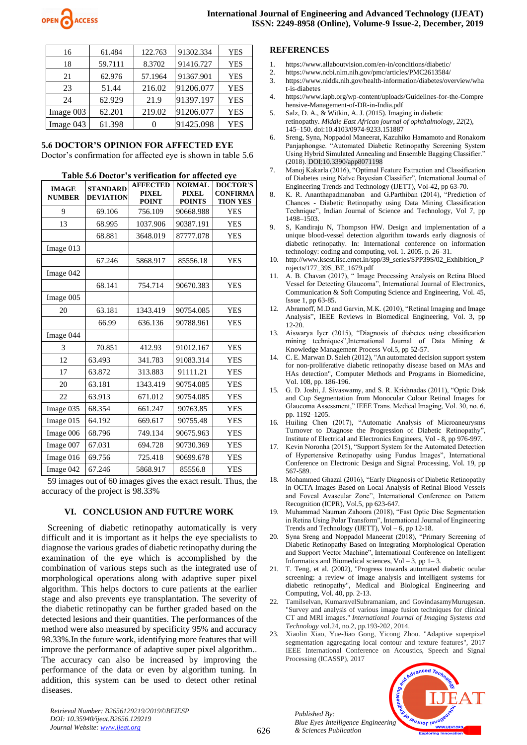| 16 | 61.484 | 122.763 | 91302.334 | YES |
|---|---|---|---|---|
| 18 | 59.7111 | 8.3702 | 91416.727 | YES |
| 21 | 62.976 | 57.1964 | 91367.901 | YES |
| 23 | 51.44 | 216.02 | 91206.077 | YES |
| 24 | 62.929 | 21.9 | 91397.197 | YES |
| Image 003 | 62.201 | 219.02 | 91206.077 | YES |
| Image 043 | 61.398 | 0 | 91425.098 | YES |

### 5.6 DOCTOR'S OPINION FOR AFFECTED EYE

Doctor's confirmation for affected eye is shown in table 5.6

**Table 5.6 Doctor's verification for affected eye**

| IMAGE NUMBER | STANDARD DEVIATION | AFFECTED PIXEL POINT | NORMAL PIXEL POINTS | DOCTOR'S CONFIRMATION YES |
|---|---|---|---|---|
| 9 | 69.106 | 756.109 | 90668.988 | YES |
| 13 | 68.995 | 1037.906 | 90387.191 | YES |
| | 68.881 | 3648.019 | 87777.078 | YES |
| Image 013 | | | | |
| | 67.246 | 5868.917 | 85556.18 | YES |
| Image 042 | | | | |
| | 68.141 | 754.714 | 90670.383 | YES |
| Image 005 | | | | |
| 20 | 63.181 | 1343.419 | 90754.085 | YES |
| | 66.99 | 636.136 | 90788.961 | YES |
| Image 044 | | | | |
| 3 | 70.851 | 412.93 | 91012.167 | YES |
| 12 | 63.493 | 341.783 | 91083.314 | YES |
| 17 | 63.872 | 313.883 | 91111.21 | YES |
| 20 | 63.181 | 1343.419 | 90754.085 | YES |
| 22 | 63.913 | 671.012 | 90754.085 | YES |
| Image 035 | 68.354 | 661.247 | 90763.85 | YES |
| Image 015 | 64.192 | 669.617 | 90755.48 | YES |
| Image 006 | 68.796 | 749.134 | 90675.963 | YES |
| Image 007 | 67.031 | 694.728 | 90730.369 | YES |
| Image 016 | 69.756 | 725.418 | 90699.678 | YES |
| Image 042 | 67.246 | 5868.917 | 85556.8 | YES |

59 images out of 60 images gives the exact result. Thus, the accuracy of the project is 98.33%

## VI. CONCLUSION AND FUTURE WORK

Screening of diabetic retinopathy automatically is very difficult and it is important as it helps the eye specialists to diagnose the various grades of diabetic retinopathy during the examination of the eye which is accomplished by the combination of various steps such as the integrated use of morphological operations along with adaptive super pixel algorithm. This helps doctors to cure patients at the earlier stage and also prevents eye transplantation. The severity of the diabetic retinopathy can be further graded based on the detected lesions and their quantities. The performances of the method were also measured by specificity 95% and accuracy 98.33%.In the future work, identifying more features that will improve the performance of adaptive super pixel algorithm.. The accuracy can also be increased by improving the performance of the data or even by algorithm tuning. In addition, this system can be used to detect other retinal diseases.

## REFERENCES

1. https://www.allaboutvision.com/en-in/conditions/diabetic/
2. https://www.ncbi.nlm.nih.gov/pmc/articles/PMC2613584/
3. https://www.niddk.nih.gov/health-information/diabetes/overview/what-is-diabetes
4. https://www.iapb.org/wp-content/uploads/Guidelines-for-the-Comprehensive-Management-of-DR-in-India.pdf
5. Salz, D. A., & Witkin, A. J. (2015). Imaging in diabetic retinopathy. *Middle East African journal of ophthalmology*, *22*(2), 145–150. doi:10.4103/0974-9233.151887
6. Sreng, Syna, Noppadol Maneerat, Kazuhiko Hamamoto and Ronakorn Panjaphongse. "Automated Diabetic Retinopathy Screening System Using Hybrid Simulated Annealing and Ensemble Bagging Classifier." (2018). DOI:10.3390/app8071198
7. Manoj Kakarla (2016), "Optimal Feature Extraction and Classification of Diabetes using Naïve Bayesian Classifier", International Journal of Engineering Trends and Technology (IJETT), Vol-42, pp 63-70.
8. K. R. Ananthapadmanaban and G.Parthiban (2014), "Prediction of Chances - Diabetic Retinopathy using Data Mining Classification Technique", Indian Journal of Science and Technology, Vol 7, pp 1498–1503.
9. S, Kandiraju N, Thompson HW. Design and implementation of a unique blood-vessel detection algorithm towards early diagnosis of diabetic retinopathy. In: International conference on information technology: coding and computing, vol. 1. 2005. p. 26–31.
10. http://www.kscst.iisc.ernet.in/spp/39_series/SPP39S/02_Exhibition_Projects/177_39S_BE_1679.pdf
11. A. B. Chavan (2017), " Image Processing Analysis on Retina Blood Vessel for Detecting Glaucoma", International Journal of Electronics, Communication & Soft Computing Science and Engineering, Vol. 45, Issue 1, pp 63-85.
12. Abramoff, M.D and Garvin, M.K. (2010), "Retinal Imaging and Image Analysis", IEEE Reviews in Biomedical Engineering, Vol. 3, pp 12-20.
13. Aiswarya Iyer (2015), "Diagnosis of diabetes using classification mining techniques",International Journal of Data Mining & Knowledge Management Process Vol.5, pp 52-57.
14. C. E. Marwan D. Saleh (2012), "An automated decision support system for non-proliferative diabetic retinopathy disease based on MAs and HAs detection", Computer Methods and Programs in Biomedicine, Vol. 108, pp. 186-196.
15. G. D. Joshi, J. Sivaswamy, and S. R. Krishnadas (2011), "Optic Disk and Cup Segmentation from Monocular Colour Retinal Images for Glaucoma Assessment," IEEE Trans. Medical Imaging, Vol. 30, no. 6, pp. 1192–1205.
16. Huiling Chen (2017), "Automatic Analysis of Microaneurysms Turnover to Diagnose the Progression of Diabetic Retinopathy", Institute of Electrical and Electronics Engineers, Vol - 8, pp 976-997.
17. Kevin Noronha (2015), "Support System for the Automated Detection of Hypertensive Retinopathy using Fundus Images", International Conference on Electronic Design and Signal Processing, Vol. 19, pp 567-589.
18. Mohammed Ghazal (2016), "Early Diagnosis of Diabetic Retinopathy in OCTA Images Based on Local Analysis of Retinal Blood Vessels and Foveal Avascular Zone", International Conference on Pattern Recognition (ICPR), Vol.5, pp 623-647.
19. Muhammad Nauman Zahoora (2018), "Fast Optic Disc Segmentation in Retina Using Polar Transform", International Journal of Engineering Trends and Technology (IJETT), Vol – 6, pp 12-18.
20. Syna Sreng and Noppadol Maneerat (2018), "Primary Screening of Diabetic Retinopathy Based on Integrating Morphological Operation and Support Vector Machine", International Conference on Intelligent Informatics and Biomedical sciences, Vol – 3, pp 1– 3.
21. T. Teng, et al. (2002), "Progress towards automated diabetic ocular screening: a review of image analysis and intelligent systems for diabetic retinopathy", Medical and Biological Engineering and Computing, Vol. 40, pp. 2-13.
22. Tamilselvan, KumaravelSubramaniam, and GovindasamyMurugesan. "Survey and analysis of various image fusion techniques for clinical CT and MRI images." *International Journal of Imaging Systems and Technology* vol.24, no.2, pp.193-202, 2014.
23. Xiaolin Xiao, Yue-Jiao Gong, Yicong Zhou. "Adaptive superpixel segmentation aggregating local contour and texture features", 2017 IEEE International Conference on Acoustics, Speech and Signal Processing (ICASSP), 2017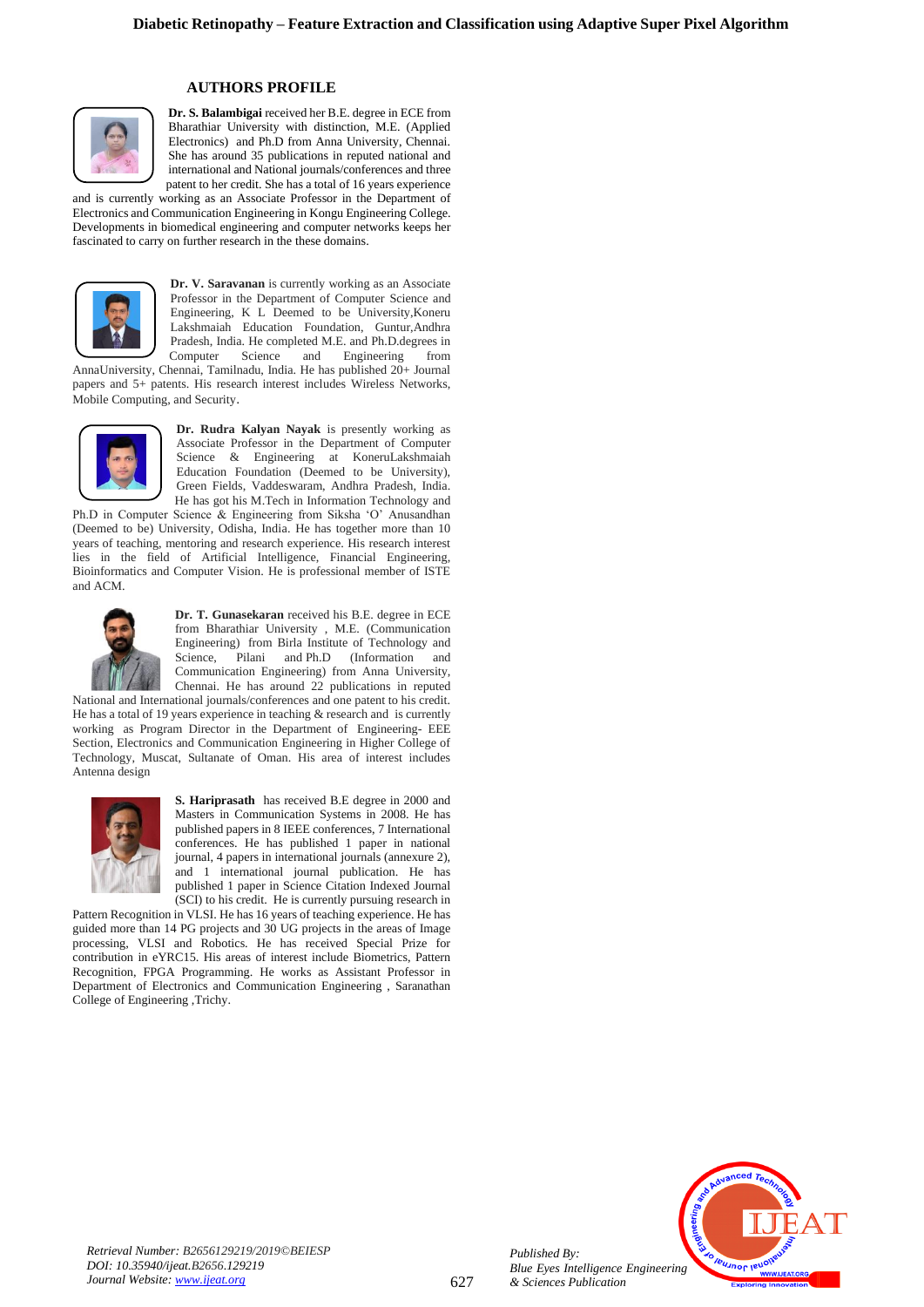## AUTHORS PROFILE

**Dr. S. Balambigai** received her B.E. degree in ECE from Bharathiar University with distinction, M.E. (Applied Electronics) and Ph.D from Anna University, Chennai. She has around 35 publications in reputed national and international and National journals/conferences and three patent to her credit. She has a total of 16 years experience and is currently working as an Associate Professor in the Department of Electronics and Communication Engineering in Kongu Engineering College. Developments in biomedical engineering and computer networks keeps her fascinated to carry on further research in the these domains.

**Dr. V. Saravanan** is currently working as an Associate Professor in the Department of Computer Science and Engineering, K L Deemed to be University,Koneru Lakshmaiah Education Foundation, Guntur,Andhra Pradesh, India. He completed M.E. and Ph.D.degrees in Computer Science and Engineering from AnnaUniversity, Chennai, Tamilnadu, India. He has published 20+ Journal papers and 5+ patents. His research interest includes Wireless Networks, Mobile Computing, and Security.

**Dr. Rudra Kalyan Nayak** is presently working as Associate Professor in the Department of Computer Science & Engineering at KoneruLakshmaiah Education Foundation (Deemed to be University), Green Fields, Vaddeswaram, Andhra Pradesh, India. He has got his M.Tech in Information Technology and Ph.D in Computer Science & Engineering from Siksha 'O' Anusandhan (Deemed to be) University, Odisha, India. He has together more than 10 years of teaching, mentoring and research experience. His research interest lies in the field of Artificial Intelligence, Financial Engineering, Bioinformatics and Computer Vision. He is professional member of ISTE and ACM.

**Dr. T. Gunasekaran** received his B.E. degree in ECE from Bharathiar University , M.E. (Communication Engineering) from Birla Institute of Technology and Science, Pilani and Ph.D (Information and Communication Engineering) from Anna University, Chennai. He has around 22 publications in reputed National and International journals/conferences and one patent to his credit. He has a total of 19 years experience in teaching & research and is currently working as Program Director in the Department of Engineering- EEE Section, Electronics and Communication Engineering in Higher College of Technology, Muscat, Sultanate of Oman. His area of interest includes Antenna design

**S. Hariprasath** has received B.E degree in 2000 and Masters in Communication Systems in 2008. He has published papers in 8 IEEE conferences, 7 International conferences. He has published 1 paper in national journal, 4 papers in international journals (annexure 2), and 1 international journal publication. He has published 1 paper in Science Citation Indexed Journal (SCI) to his credit. He is currently pursuing research in Pattern Recognition in VLSI. He has 16 years of teaching experience. He has guided more than 14 PG projects and 30 UG projects in the areas of Image processing, VLSI and Robotics. He has received Special Prize for contribution in eYRC15. His areas of interest include Biometrics, Pattern Recognition, FPGA Programming. He works as Assistant Professor in Department of Electronics and Communication Engineering , Saranathan College of Engineering ,Trichy.